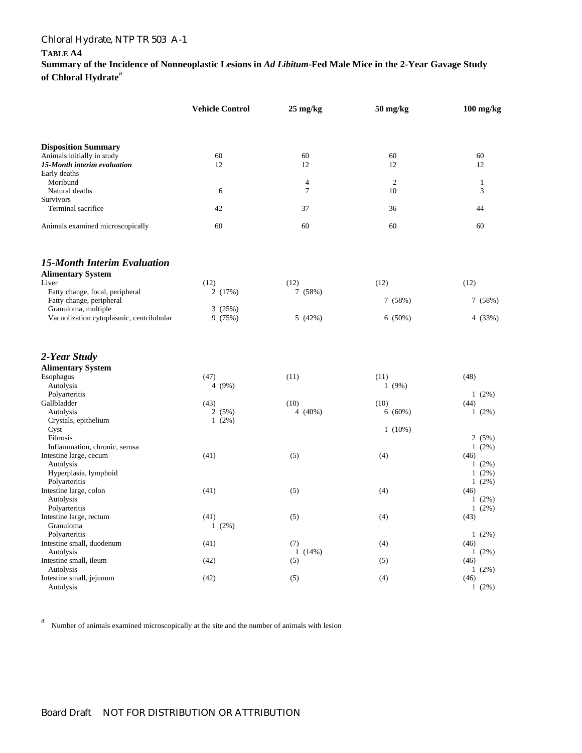**TABLE A4**
**Summary of the Incidence of Nonneoplastic Lesions in *Ad Libitum*-Fed Male Mice in the 2-Year Gavage Study of Chloral Hydrate**[a]

| | Vehicle Control | 25 mg/kg | 50 mg/kg | 100 mg/kg |
|---|---|---|---|---|
| **Disposition Summary** | | | | |
| Animals initially in study | 60 | 60 | 60 | 60 |
| ***15-Month interim evaluation*** | 12 | 12 | 12 | 12 |
| Early deaths | | | | |
| Moribund | | 4 | 2 | 1 |
| Natural deaths | 6 | 7 | 10 | 3 |
| Survivors | | | | |
| Terminal sacrifice | 42 | 37 | 36 | 44 |
| Animals examined microscopically | 60 | 60 | 60 | 60 |
| ***15-Month Interim Evaluation*** | | | | |
| **Alimentary System** | | | | |
| Liver | (12) | (12) | (12) | (12) |
| Fatty change, focal, peripheral | 2 (17%) | 7 (58%) | | |
| Fatty change, peripheral | | | 7 (58%) | 7 (58%) |
| Granuloma, multiple | 3 (25%) | | | |
| Vacuolization cytoplasmic, centrilobular | 9 (75%) | 5 (42%) | 6 (50%) | 4 (33%) |
| ***2-Year Study*** | | | | |
| **Alimentary System** | | | | |
| Esophagus | (47) | (11) | (11) | (48) |
| Autolysis | 4 (9%) | | 1 (9%) | |
| Polyarteritis | | | | 1 (2%) |
| Gallbladder | (43) | (10) | (10) | (44) |
| Autolysis | 2 (5%) | 4 (40%) | 6 (60%) | 1 (2%) |
| Crystals, epithelium | 1 (2%) | | | |
| Cyst | | | 1 (10%) | |
| Fibrosis | | | | 2 (5%) |
| Inflammation, chronic, serosa | | | | 1 (2%) |
| Intestine large, cecum | (41) | (5) | (4) | (46) |
| Autolysis | | | | 1 (2%) |
| Hyperplasia, lymphoid | | | | 1 (2%) |
| Polyarteritis | | | | 1 (2%) |
| Intestine large, colon | (41) | (5) | (4) | (46) |
| Autolysis | | | | 1 (2%) |
| Polyarteritis | | | | 1 (2%) |
| Intestine large, rectum | (41) | (5) | (4) | (43) |
| Granuloma | 1 (2%) | | | |
| Polyarteritis | | | | 1 (2%) |
| Intestine small, duodenum | (41) | (7) | (4) | (46) |
| Autolysis | | 1 (14%) | | 1 (2%) |
| Intestine small, ileum | (42) | (5) | (5) | (46) |
| Autolysis | | | | 1 (2%) |
| Intestine small, jejunum | (42) | (5) | (4) | (46) |
| Autolysis | | | | 1 (2%) |

[a] Number of animals examined microscopically at the site and the number of animals with lesion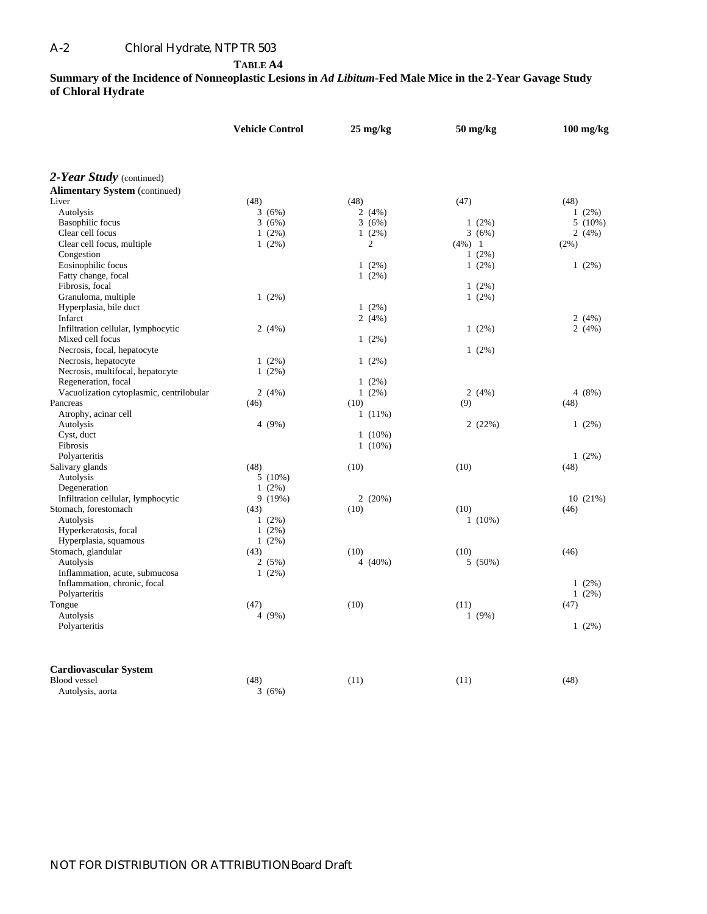**TABLE A4**

**Summary of the Incidence of Nonneoplastic Lesions in *Ad Libitum*-Fed Male Mice in the 2-Year Gavage Study of Chloral Hydrate**

| | Vehicle Control | 25 mg/kg | 50 mg/kg | 100 mg/kg |
|---|---|---|---|---|
| ***2-Year Study*** (continued) | | | | |
| **Alimentary System** (continued) | | | | |
| Liver | (48) | (48) | (47) | (48) |
| Autolysis | 3 (6%) | 2 (4%) | | 1 (2%) |
| Basophilic focus | 3 (6%) | 3 (6%) | 1 (2%) | 5 (10%) |
| Clear cell focus | 1 (2%) | 1 (2%) | 3 (6%) | 2 (4%) |
| Clear cell focus, multiple | 1 (2%) | 2 (4%) | 1 (2%) | |
| Congestion | | | 1 (2%) | |
| Eosinophilic focus | | 1 (2%) | 1 (2%) | 1 (2%) |
| Fatty change, focal | | 1 (2%) | | |
| Fibrosis, focal | | | 1 (2%) | |
| Granuloma, multiple | 1 (2%) | | 1 (2%) | |
| Hyperplasia, bile duct | | 1 (2%) | | |
| Infarct | | 2 (4%) | | 2 (4%) |
| Infiltration cellular, lymphocytic | 2 (4%) | | 1 (2%) | 2 (4%) |
| Mixed cell focus | | 1 (2%) | | |
| Necrosis, focal, hepatocyte | | | 1 (2%) | |
| Necrosis, hepatocyte | 1 (2%) | 1 (2%) | | |
| Necrosis, multifocal, hepatocyte | 1 (2%) | | | |
| Regeneration, focal | | 1 (2%) | | |
| Vacuolization cytoplasmic, centrilobular | 2 (4%) | 1 (2%) | 2 (4%) | 4 (8%) |
| Pancreas | (46) | (10) | (9) | (48) |
| Atrophy, acinar cell | | 1 (11%) | | |
| Autolysis | 4 (9%) | | 2 (22%) | 1 (2%) |
| Cyst, duct | | 1 (10%) | | |
| Fibrosis | | 1 (10%) | | |
| Polyarteritis | | | | 1 (2%) |
| Salivary glands | (48) | (10) | (10) | (48) |
| Autolysis | 5 (10%) | | | |
| Degeneration | 1 (2%) | | | |
| Infiltration cellular, lymphocytic | 9 (19%) | 2 (20%) | | 10 (21%) |
| Stomach, forestomach | (43) | (10) | (10) | (46) |
| Autolysis | 1 (2%) | | 1 (10%) | |
| Hyperkeratosis, focal | 1 (2%) | | | |
| Hyperplasia, squamous | 1 (2%) | | | |
| Stomach, glandular | (43) | (10) | (10) | (46) |
| Autolysis | 2 (5%) | 4 (40%) | 5 (50%) | |
| Inflammation, acute, submucosa | 1 (2%) | | | |
| Inflammation, chronic, focal | | | | 1 (2%) |
| Polyarteritis | | | | 1 (2%) |
| Tongue | (47) | (10) | (11) | (47) |
| Autolysis | 4 (9%) | | 1 (9%) | |
| Polyarteritis | | | | 1 (2%) |
| | | | | |
| **Cardiovascular System** | | | | |
| Blood vessel | (48) | (11) | (11) | (48) |
| Autolysis, aorta | 3 (6%) | | | |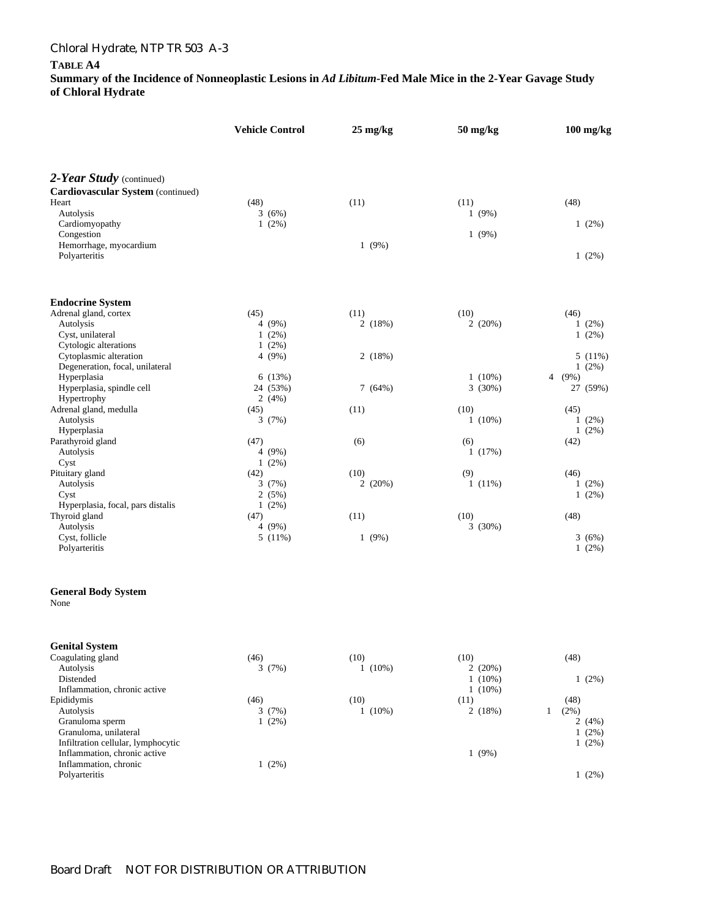**Table A4**

**Summary of the Incidence of Nonneoplastic Lesions in *Ad Libitum*-Fed Male Mice in the 2-Year Gavage Study of Chloral Hydrate**

| | Vehicle Control | 25 mg/kg | 50 mg/kg | 100 mg/kg |
|---|---|---|---|---|
| ***2-Year Study*** (continued) | | | | |
| **Cardiovascular System** (continued) | | | | |
| Heart | (48) | (11) | (11) | (48) |
| Autolysis | 3 (6%) | | 1 (9%) | |
| Cardiomyopathy | 1 (2%) | | | 1 (2%) |
| Congestion | | | 1 (9%) | |
| Hemorrhage, myocardium | | 1 (9%) | | |
| Polyarteritis | | | | 1 (2%) |
| **Endocrine System** | | | | |
| Adrenal gland, cortex | (45) | (11) | (10) | (46) |
| Autolysis | 4 (9%) | 2 (18%) | 2 (20%) | 1 (2%) |
| Cyst, unilateral | 1 (2%) | | | 1 (2%) |
| Cytologic alterations | 1 (2%) | | | |
| Cytoplasmic alteration | 4 (9%) | 2 (18%) | | 5 (11%) |
| Degeneration, focal, unilateral | | | | 1 (2%) |
| Hyperplasia | 6 (13%) | | 1 (10%) | 4 (9%) |
| Hyperplasia, spindle cell | 24 (53%) | 7 (64%) | 3 (30%) | 27 (59%) |
| Hypertrophy | 2 (4%) | | | |
| Adrenal gland, medulla | (45) | (11) | (10) | (45) |
| Autolysis | 3 (7%) | | 1 (10%) | 1 (2%) |
| Hyperplasia | | | | 1 (2%) |
| Parathyroid gland | (47) | (6) | (6) | (42) |
| Autolysis | 4 (9%) | | 1 (17%) | |
| Cyst | 1 (2%) | | | |
| Pituitary gland | (42) | (10) | (9) | (46) |
| Autolysis | 3 (7%) | 2 (20%) | 1 (11%) | 1 (2%) |
| Cyst | 2 (5%) | | | 1 (2%) |
| Hyperplasia, focal, pars distalis | 1 (2%) | | | |
| Thyroid gland | (47) | (11) | (10) | (48) |
| Autolysis | 4 (9%) | | 3 (30%) | |
| Cyst, follicle | 5 (11%) | 1 (9%) | | 3 (6%) |
| Polyarteritis | | | | 1 (2%) |
| **General Body System** | | | | |
| None | | | | |
| **Genital System** | | | | |
| Coagulating gland | (46) | (10) | (10) | (48) |
| Autolysis | 3 (7%) | 1 (10%) | 2 (20%) | |
| Distended | | | 1 (10%) | 1 (2%) |
| Inflammation, chronic active | | | 1 (10%) | |
| Epididymis | (46) | (10) | (11) | (48) |
| Autolysis | 3 (7%) | 1 (10%) | 2 (18%) | 1 (2%) |
| Granuloma sperm | 1 (2%) | | | 2 (4%) |
| Granuloma, unilateral | | | | 1 (2%) |
| Infiltration cellular, lymphocytic | | | | 1 (2%) |
| Inflammation, chronic active | | | 1 (9%) | |
| Inflammation, chronic | 1 (2%) | | | |
| Polyarteritis | | | | 1 (2%) |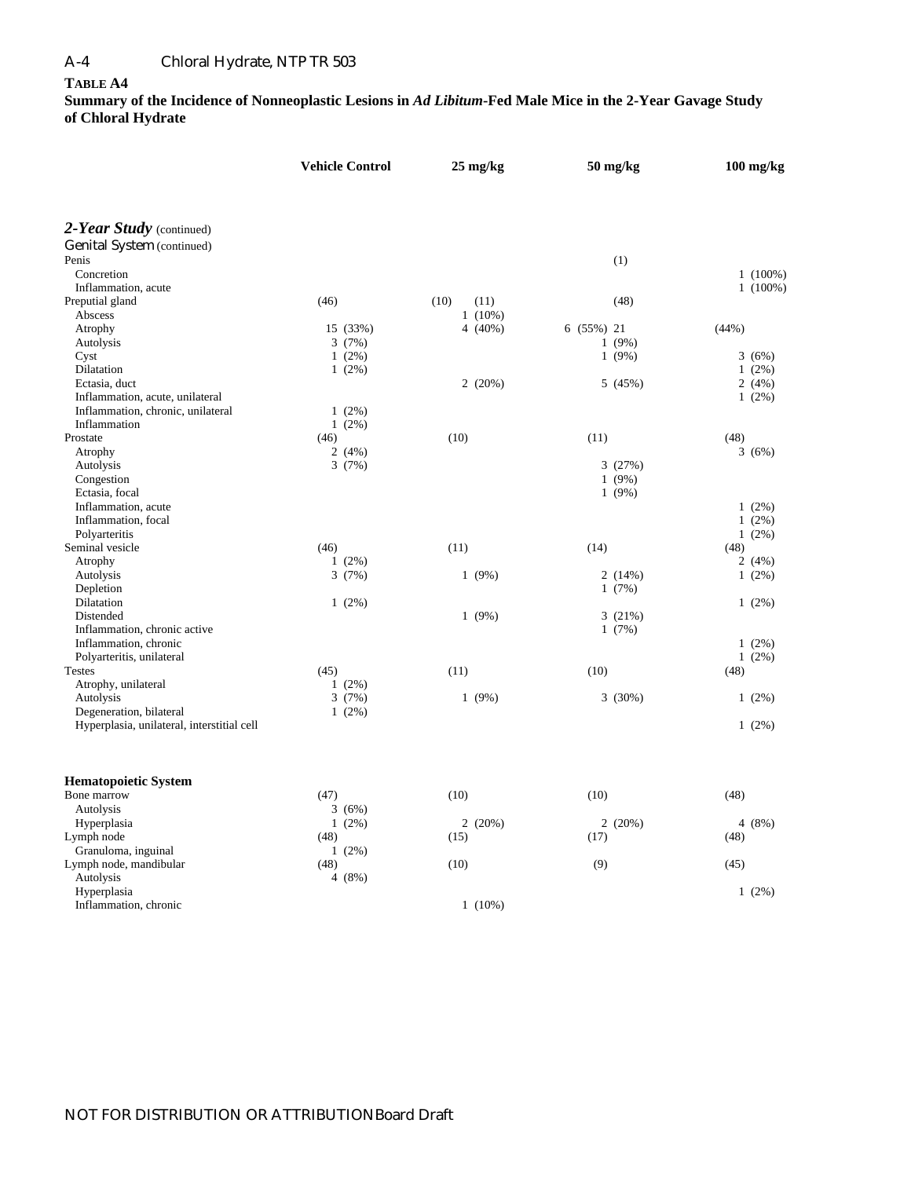**TABLE A4**
**Summary of the Incidence of Nonneoplastic Lesions in *Ad Libitum*-Fed Male Mice in the 2-Year Gavage Study of Chloral Hydrate**

| | Vehicle Control | 25 mg/kg | 50 mg/kg | 100 mg/kg |
|---|---|---|---|---|
| ***2-Year Study*** (continued) | | | | |
| Genital System (continued) | | | | |
| Penis | | | (1) | |
| Concretion | | | | 1 (100%) |
| Inflammation, acute | | | | 1 (100%) |
| Preputial gland | (46) | (10) (11) | (48) | |
| Abscess | | 1 (10%) | | |
| Atrophy | 15 (33%) | 4 (40%) | 6 (55%) 21 | (44%) |
| Autolysis | 3 (7%) | | 1 (9%) | |
| Cyst | 1 (2%) | | 1 (9%) | 3 (6%) |
| Dilatation | 1 (2%) | | | 1 (2%) |
| Ectasia, duct | | 2 (20%) | 5 (45%) | 2 (4%) |
| Inflammation, acute, unilateral | | | | 1 (2%) |
| Inflammation, chronic, unilateral | 1 (2%) | | | |
| Inflammation | 1 (2%) | | | |
| Prostate | (46) | (10) | (11) | (48) |
| Atrophy | 2 (4%) | | | 3 (6%) |
| Autolysis | 3 (7%) | | 3 (27%) | |
| Congestion | | | 1 (9%) | |
| Ectasia, focal | | | 1 (9%) | |
| Inflammation, acute | | | | 1 (2%) |
| Inflammation, focal | | | | 1 (2%) |
| Polyarteritis | | | | 1 (2%) |
| Seminal vesicle | (46) | (11) | (14) | (48) |
| Atrophy | 1 (2%) | | | 2 (4%) |
| Autolysis | 3 (7%) | 1 (9%) | 2 (14%) | 1 (2%) |
| Depletion | | | 1 (7%) | |
| Dilatation | 1 (2%) | | | 1 (2%) |
| Distended | | 1 (9%) | 3 (21%) | |
| Inflammation, chronic active | | | 1 (7%) | |
| Inflammation, chronic | | | | 1 (2%) |
| Polyarteritis, unilateral | | | | 1 (2%) |
| Testes | (45) | (11) | (10) | (48) |
| Atrophy, unilateral | 1 (2%) | | | |
| Autolysis | 3 (7%) | 1 (9%) | 3 (30%) | 1 (2%) |
| Degeneration, bilateral | 1 (2%) | | | |
| Hyperplasia, unilateral, interstitial cell | | | | 1 (2%) |
| **Hematopoietic System** | | | | |
| Bone marrow | (47) | (10) | (10) | (48) |
| Autolysis | 3 (6%) | | | |
| Hyperplasia | 1 (2%) | 2 (20%) | 2 (20%) | 4 (8%) |
| Lymph node | (48) | (15) | (17) | (48) |
| Granuloma, inguinal | 1 (2%) | | | |
| Lymph node, mandibular | (48) | (10) | (9) | (45) |
| Autolysis | 4 (8%) | | | |
| Hyperplasia | | | | 1 (2%) |
| Inflammation, chronic | | 1 (10%) | | |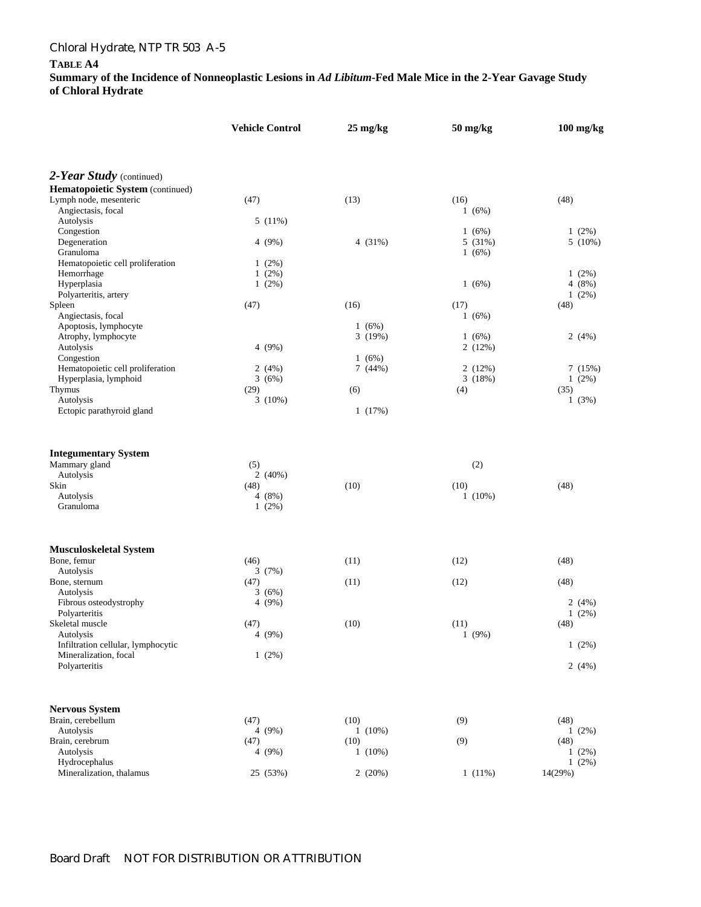**TABLE A4**
**Summary of the Incidence of Nonneoplastic Lesions in *Ad Libitum*-Fed Male Mice in the 2-Year Gavage Study of Chloral Hydrate**

| | Vehicle Control | 25 mg/kg | 50 mg/kg | 100 mg/kg |
|---|---|---|---|---|
| ***2-Year Study*** (continued) | | | | |
| **Hematopoietic System** (continued) | | | | |
| Lymph node, mesenteric | (47) | (13) | (16) | (48) |
| Angiectasis, focal | | | 1 (6%) | |
| Autolysis | 5 (11%) | | | |
| Congestion | | | 1 (6%) | 1 (2%) |
| Degeneration | 4 (9%) | 4 (31%) | 5 (31%) | 5 (10%) |
| Granuloma | | | 1 (6%) | |
| Hematopoietic cell proliferation | 1 (2%) | | | |
| Hemorrhage | 1 (2%) | | | 1 (2%) |
| Hyperplasia | 1 (2%) | | 1 (6%) | 4 (8%) |
| Polyarteritis, artery | | | | 1 (2%) |
| Spleen | (47) | (16) | (17) | (48) |
| Angiectasis, focal | | | 1 (6%) | |
| Apoptosis, lymphocyte | | 1 (6%) | | |
| Atrophy, lymphocyte | | 3 (19%) | 1 (6%) | 2 (4%) |
| Autolysis | 4 (9%) | | 2 (12%) | |
| Congestion | | 1 (6%) | | |
| Hematopoietic cell proliferation | 2 (4%) | 7 (44%) | 2 (12%) | 7 (15%) |
| Hyperplasia, lymphoid | 3 (6%) | | 3 (18%) | 1 (2%) |
| Thymus | (29) | (6) | (4) | (35) |
| Autolysis | 3 (10%) | | | 1 (3%) |
| Ectopic parathyroid gland | | 1 (17%) | | |
| **Integumentary System** | | | | |
| Mammary gland | (5) | | (2) | |
| Autolysis | 2 (40%) | | | |
| Skin | (48) | (10) | (10) | (48) |
| Autolysis | 4 (8%) | | 1 (10%) | |
| Granuloma | 1 (2%) | | | |
| **Musculoskeletal System** | | | | |
| Bone, femur | (46) | (11) | (12) | (48) |
| Autolysis | 3 (7%) | | | |
| Bone, sternum | (47) | (11) | (12) | (48) |
| Autolysis | 3 (6%) | | | |
| Fibrous osteodystrophy | 4 (9%) | | | 2 (4%) |
| Polyarteritis | | | | 1 (2%) |
| Skeletal muscle | (47) | (10) | (11) | (48) |
| Autolysis | 4 (9%) | | 1 (9%) | |
| Infiltration cellular, lymphocytic | | | | 1 (2%) |
| Mineralization, focal | 1 (2%) | | | |
| Polyarteritis | | | | 2 (4%) |
| **Nervous System** | | | | |
| Brain, cerebellum | (47) | (10) | (9) | (48) |
| Autolysis | 4 (9%) | 1 (10%) | | 1 (2%) |
| Brain, cerebrum | (47) | (10) | (9) | (48) |
| Autolysis | 4 (9%) | 1 (10%) | | 1 (2%) |
| Hydrocephalus | | | | 1 (2%) |
| Mineralization, thalamus | 25 (53%) | 2 (20%) | 1 (11%) | 14(29%) |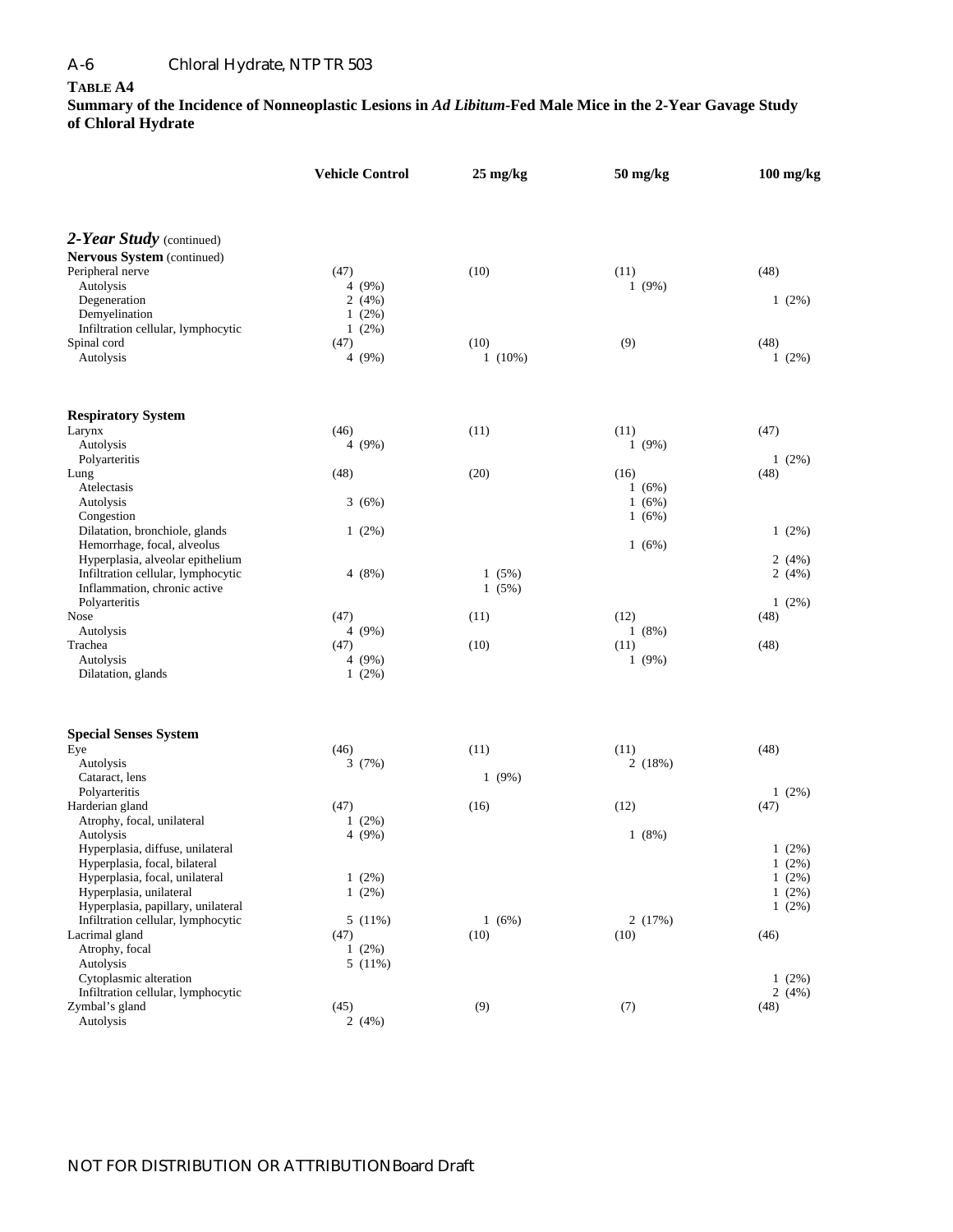**TABLE A4**
**Summary of the Incidence of Nonneoplastic Lesions in *Ad Libitum*-Fed Male Mice in the 2-Year Gavage Study of Chloral Hydrate**

| | Vehicle Control | 25 mg/kg | 50 mg/kg | 100 mg/kg |
|---|---|---|---|---|
| ***2-Year Study*** (continued) | | | | |
| **Nervous System** (continued) | | | | |
| Peripheral nerve | (47) | (10) | (11) | (48) |
| Autolysis | 4 (9%) | | 1 (9%) | |
| Degeneration | 2 (4%) | | | 1 (2%) |
| Demyelination | 1 (2%) | | | |
| Infiltration cellular, lymphocytic | 1 (2%) | | | |
| Spinal cord | (47) | (10) | (9) | (48) |
| Autolysis | 4 (9%) | 1 (10%) | | 1 (2%) |
| | | | | |
| **Respiratory System** | | | | |
| Larynx | (46) | (11) | (11) | (47) |
| Autolysis | 4 (9%) | | 1 (9%) | |
| Polyarteritis | | | | 1 (2%) |
| Lung | (48) | (20) | (16) | (48) |
| Atelectasis | | | 1 (6%) | |
| Autolysis | 3 (6%) | | 1 (6%) | |
| Congestion | | | 1 (6%) | |
| Dilatation, bronchiole, glands | 1 (2%) | | | 1 (2%) |
| Hemorrhage, focal, alveolus | | | 1 (6%) | |
| Hyperplasia, alveolar epithelium | | | | 2 (4%) |
| Infiltration cellular, lymphocytic | 4 (8%) | 1 (5%) | | 2 (4%) |
| Inflammation, chronic active | | 1 (5%) | | |
| Polyarteritis | | | | 1 (2%) |
| Nose | (47) | (11) | (12) | (48) |
| Autolysis | 4 (9%) | | 1 (8%) | |
| Trachea | (47) | (10) | (11) | (48) |
| Autolysis | 4 (9%) | | 1 (9%) | |
| Dilatation, glands | 1 (2%) | | | |
| | | | | |
| **Special Senses System** | | | | |
| Eye | (46) | (11) | (11) | (48) |
| Autolysis | 3 (7%) | | 2 (18%) | |
| Cataract, lens | | 1 (9%) | | |
| Polyarteritis | | | | 1 (2%) |
| Harderian gland | (47) | (16) | (12) | (47) |
| Atrophy, focal, unilateral | 1 (2%) | | | |
| Autolysis | 4 (9%) | | 1 (8%) | |
| Hyperplasia, diffuse, unilateral | | | | 1 (2%) |
| Hyperplasia, focal, bilateral | | | | 1 (2%) |
| Hyperplasia, focal, unilateral | 1 (2%) | | | 1 (2%) |
| Hyperplasia, unilateral | 1 (2%) | | | 1 (2%) |
| Hyperplasia, papillary, unilateral | | | | 1 (2%) |
| Infiltration cellular, lymphocytic | 5 (11%) | 1 (6%) | 2 (17%) | |
| Lacrimal gland | (47) | (10) | (10) | (46) |
| Atrophy, focal | 1 (2%) | | | |
| Autolysis | 5 (11%) | | | |
| Cytoplasmic alteration | | | | 1 (2%) |
| Infiltration cellular, lymphocytic | | | | 2 (4%) |
| Zymbal's gland | (45) | (9) | (7) | (48) |
| Autolysis | 2 (4%) | | | |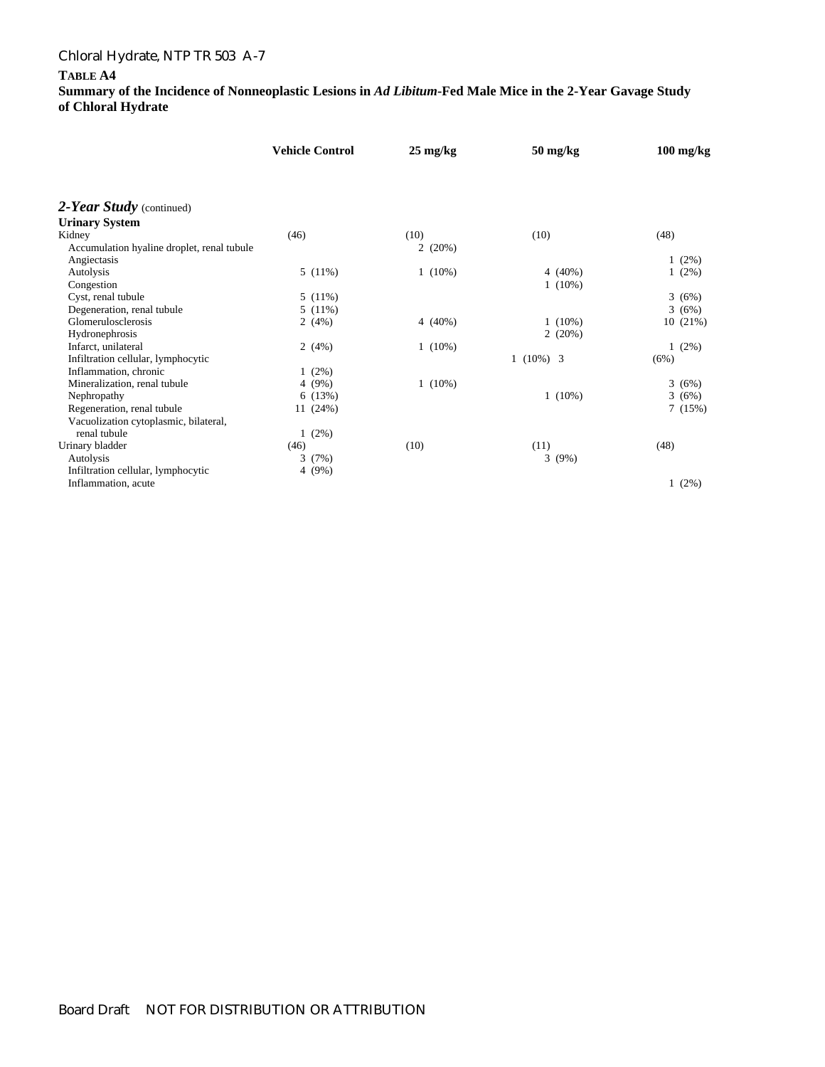**TABLE A4**
**Summary of the Incidence of Nonneoplastic Lesions in *Ad Libitum*-Fed Male Mice in the 2-Year Gavage Study of Chloral Hydrate**

| | Vehicle Control | 25 mg/kg | 50 mg/kg | 100 mg/kg |
|---|---|---|---|---|
| ***2-Year Study*** (continued) | | | | |
| **Urinary System** | | | | |
| Kidney | (46) | (10) | (10) | (48) |
| Accumulation hyaline droplet, renal tubule | | 2 (20%) | | |
| Angiectasis | | | | 1 (2%) |
| Autolysis | 5 (11%) | 1 (10%) | 4 (40%) | 1 (2%) |
| Congestion | | | 1 (10%) | |
| Cyst, renal tubule | 5 (11%) | | | 3 (6%) |
| Degeneration, renal tubule | 5 (11%) | | | 3 (6%) |
| Glomerulosclerosis | 2 (4%) | 4 (40%) | 1 (10%) | 10 (21%) |
| Hydronephrosis | | | 2 (20%) | |
| Infarct, unilateral | 2 (4%) | 1 (10%) | | 1 (2%) |
| Infiltration cellular, lymphocytic | | | 1 (10%) | 3 (6%) |
| Inflammation, chronic | 1 (2%) | | | |
| Mineralization, renal tubule | 4 (9%) | 1 (10%) | | 3 (6%) |
| Nephropathy | 6 (13%) | | 1 (10%) | 3 (6%) |
| Regeneration, renal tubule | 11 (24%) | | | 7 (15%) |
| Vacuolization cytoplasmic, bilateral, renal tubule | 1 (2%) | | | |
| Urinary bladder | (46) | (10) | (11) | (48) |
| Autolysis | 3 (7%) | | 3 (9%) | |
| Infiltration cellular, lymphocytic | 4 (9%) | | | |
| Inflammation, acute | | | | 1 (2%) |